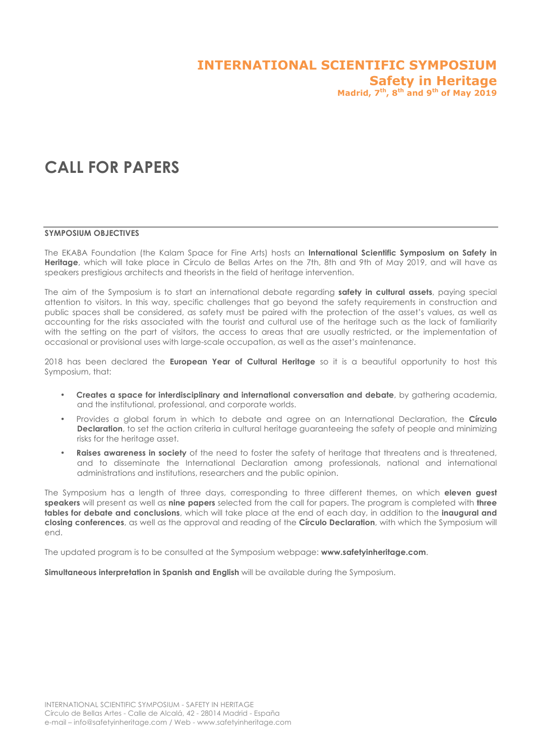# INTERNATIONAL SCIENTIFIC SYMPOSIUM

## Safety in Heritage

**Madrid, 7th, 8th and 9th of May 2019**

# CALL FOR PAPERS

### SYMPOSIUM OBJECTIVES

The EKABA Foundation (the Kalam Space for Fine Arts) hosts an **International Scientific Symposium on Safety in Heritage**, which will take place in Círculo de Bellas Artes on the 7th, 8th and 9th of May 2019, and will have as speakers prestigious architects and theorists in the field of heritage intervention.

The aim of the Symposium is to start an international debate regarding **safety in cultural assets**, paying special attention to visitors. In this way, specific challenges that go beyond the safety requirements in construction and public spaces shall be considered, as safety must be paired with the protection of the asset's values, as well as accounting for the risks associated with the tourist and cultural use of the heritage such as the lack of familiarity with the setting on the part of visitors, the access to areas that are usually restricted, or the implementation of occasional or provisional uses with large-scale occupation, as well as the asset's maintenance.

2018 has been declared the **European Year of Cultural Heritage** so it is a beautiful opportunity to host this Symposium, that:

- **Creates a space for interdisciplinary and international conversation and debate**, by gathering academia, and the institutional, professional, and corporate worlds.
- Provides a global forum in which to debate and agree on an International Declaration, the **Círculo Declaration**, to set the action criteria in cultural heritage guaranteeing the safety of people and minimizing risks for the heritage asset.
- **Raises awareness in society** of the need to foster the safety of heritage that threatens and is threatened, and to disseminate the International Declaration among professionals, national and international administrations and institutions, researchers and the public opinion.

The Symposium has a length of three days, corresponding to three different themes, on which **eleven guest speakers** will present as well as **nine papers** selected from the call for papers. The program is completed with **three tables for debate and conclusions**, which will take place at the end of each day, in addition to the **inaugural and closing conferences**, as well as the approval and reading of the **Círculo Declaration**, with which the Symposium will end.

The updated program is to be consulted at the Symposium webpage: **www.safetyinheritage.com**.

**Simultaneous interpretation in Spanish and English** will be available during the Symposium.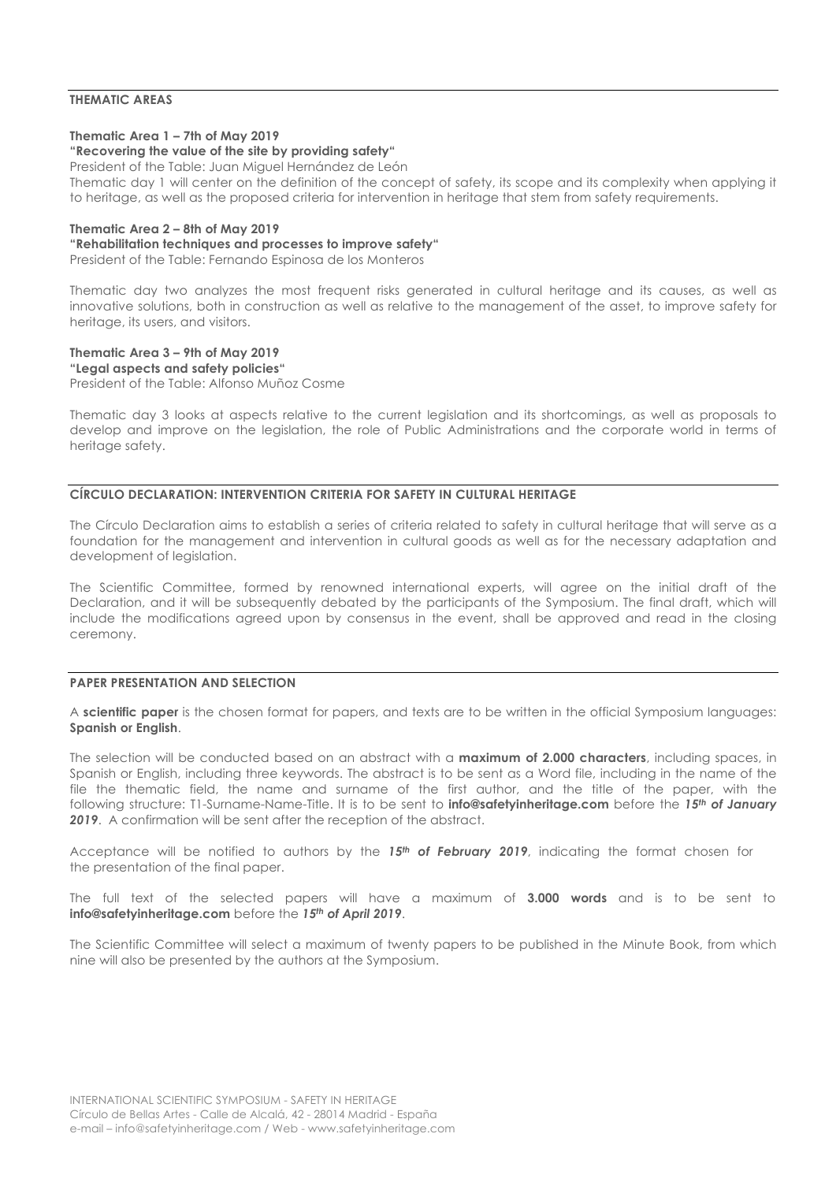## THEMATIC AREAS

**Thematic Area 1 – 7th of May 2019**
**"Recovering the value of the site by providing safety"**
President of the Table: Juan Miguel Hernández de León
Thematic day 1 will center on the definition of the concept of safety, its scope and its complexity when applying it to heritage, as well as the proposed criteria for intervention in heritage that stem from safety requirements.

**Thematic Area 2 – 8th of May 2019**
**"Rehabilitation techniques and processes to improve safety"**
President of the Table: Fernando Espinosa de los Monteros

Thematic day two analyzes the most frequent risks generated in cultural heritage and its causes, as well as innovative solutions, both in construction as well as relative to the management of the asset, to improve safety for heritage, its users, and visitors.

**Thematic Area 3 – 9th of May 2019**
**"Legal aspects and safety policies"**
President of the Table: Alfonso Muñoz Cosme

Thematic day 3 looks at aspects relative to the current legislation and its shortcomings, as well as proposals to develop and improve on the legislation, the role of Public Administrations and the corporate world in terms of heritage safety.

## CÍRCULO DECLARATION: INTERVENTION CRITERIA FOR SAFETY IN CULTURAL HERITAGE

The Círculo Declaration aims to establish a series of criteria related to safety in cultural heritage that will serve as a foundation for the management and intervention in cultural goods as well as for the necessary adaptation and development of legislation.

The Scientific Committee, formed by renowned international experts, will agree on the initial draft of the Declaration, and it will be subsequently debated by the participants of the Symposium. The final draft, which will include the modifications agreed upon by consensus in the event, shall be approved and read in the closing ceremony.

## PAPER PRESENTATION AND SELECTION

A **scientific paper** is the chosen format for papers, and texts are to be written in the official Symposium languages: **Spanish or English**.

The selection will be conducted based on an abstract with a **maximum of 2.000 characters**, including spaces, in Spanish or English, including three keywords. The abstract is to be sent as a Word file, including in the name of the file the thematic field, the name and surname of the first author, and the title of the paper, with the following structure: T1-Surname-Name-Title. It is to be sent to **info@safetyinheritage.com** before the ***15th of January 2019***. A confirmation will be sent after the reception of the abstract.

Acceptance will be notified to authors by the ***15th of February 2019***, indicating the format chosen for the presentation of the final paper.

The full text of the selected papers will have a maximum of **3.000 words** and is to be sent to **info@safetyinheritage.com** before the ***15th of April 2019***.

The Scientific Committee will select a maximum of twenty papers to be published in the Minute Book, from which nine will also be presented by the authors at the Symposium.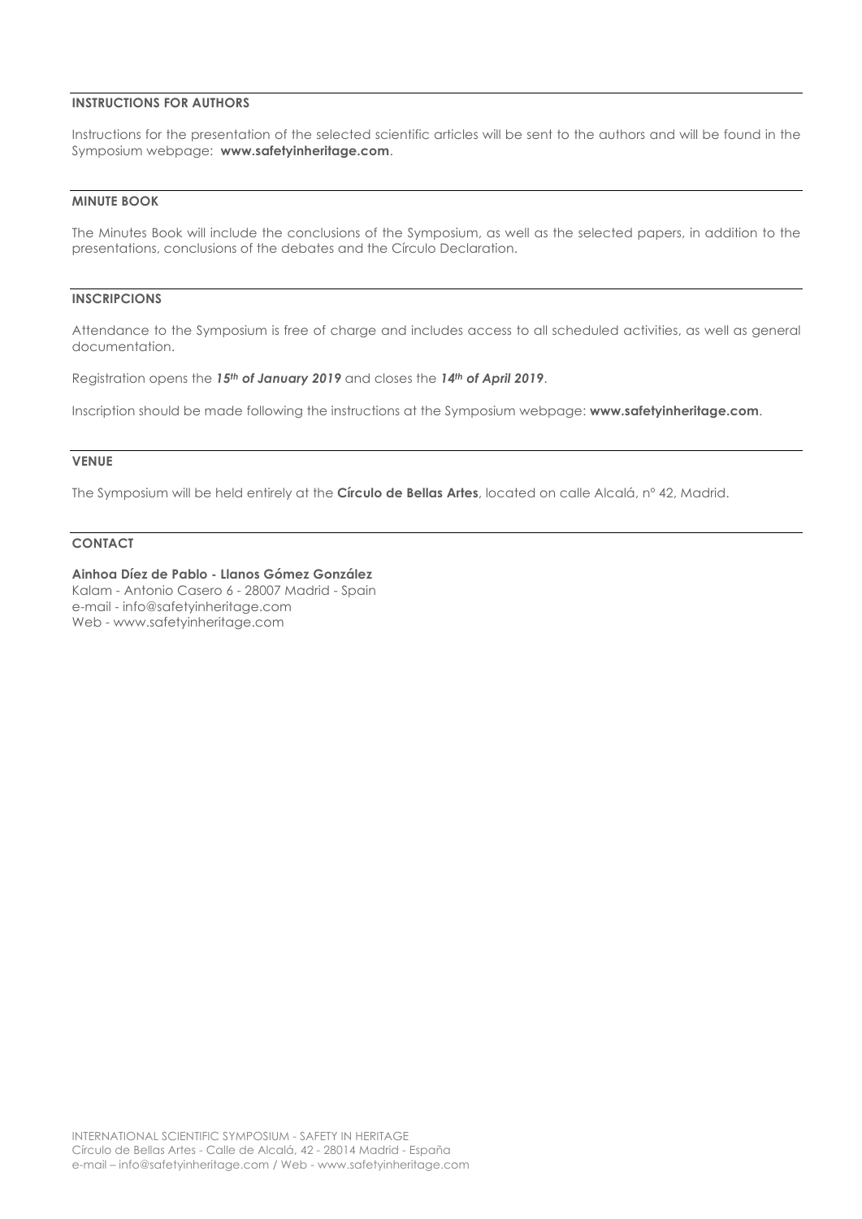## INSTRUCTIONS FOR AUTHORS

Instructions for the presentation of the selected scientific articles will be sent to the authors and will be found in the Symposium webpage: **www.safetyinheritage.com**.

## MINUTE BOOK

The Minutes Book will include the conclusions of the Symposium, as well as the selected papers, in addition to the presentations, conclusions of the debates and the Círculo Declaration.

## INSCRIPCIONS

Attendance to the Symposium is free of charge and includes access to all scheduled activities, as well as general documentation.

Registration opens the ***15th of January 2019*** and closes the ***14th of April 2019***.

Inscription should be made following the instructions at the Symposium webpage: **www.safetyinheritage.com**.

## VENUE

The Symposium will be held entirely at the **Círculo de Bellas Artes**, located on calle Alcalá, nº 42, Madrid.

## CONTACT

**Ainhoa Díez de Pablo - Llanos Gómez González**
Kalam - Antonio Casero 6 - 28007 Madrid - Spain
e-mail - info@safetyinheritage.com
Web - www.safetyinheritage.com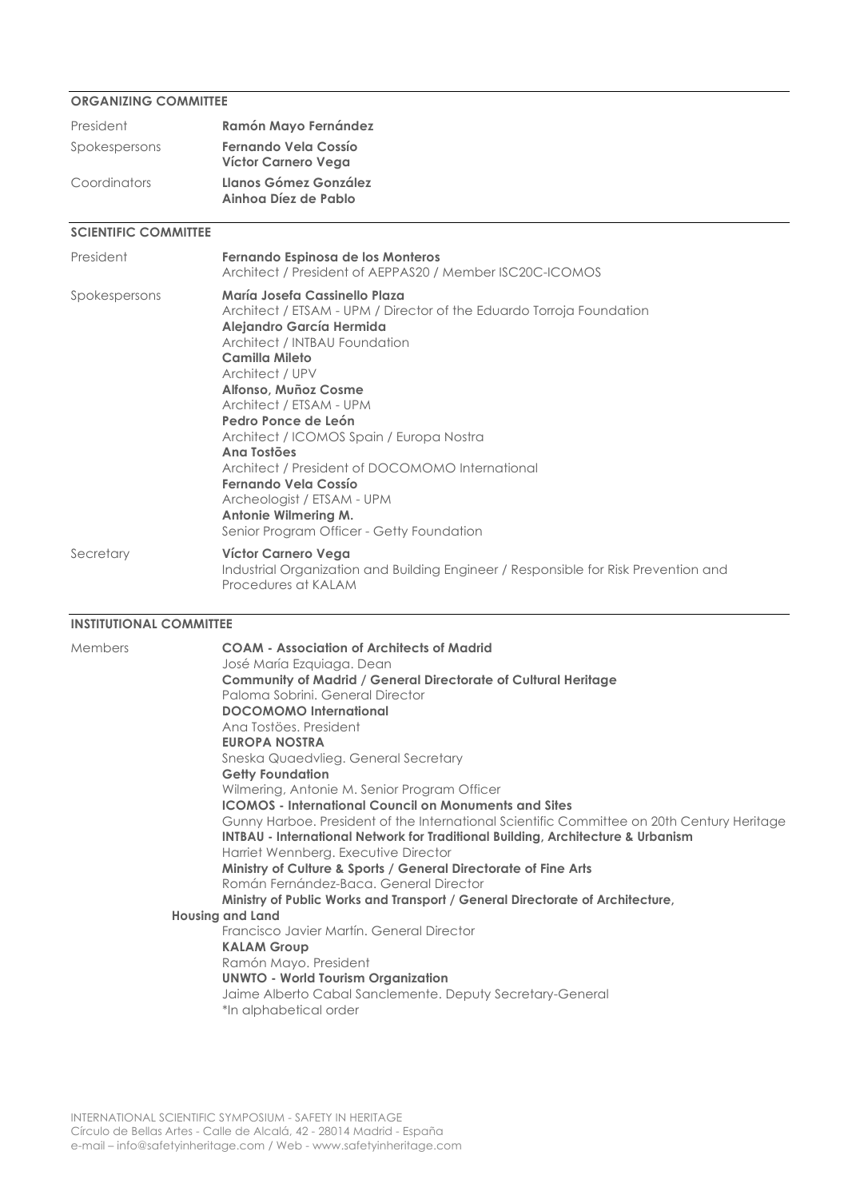## ORGANIZING COMMITTEE

| | |
|---|---|
| President | **Ramón Mayo Fernández** |
| Spokespersons | **Fernando Vela Cossío**<br>**Víctor Carnero Vega** |
| Coordinators | **Llanos Gómez González**<br>**Ainhoa Díez de Pablo** |

## SCIENTIFIC COMMITTEE

| | |
|---|---|
| President | **Fernando Espinosa de los Monteros**<br>Architect / President of AEPPAS20 / Member ISC20C-ICOMOS |
| Spokespersons | **María Josefa Cassinello Plaza**<br>Architect / ETSAM - UPM / Director of the Eduardo Torroja Foundation<br>**Alejandro García Hermida**<br>Architect / INTBAU Foundation<br>**Camilla Mileto**<br>Architect / UPV<br>**Alfonso, Muñoz Cosme**<br>Architect / ETSAM - UPM<br>**Pedro Ponce de León**<br>Architect / ICOMOS Spain / Europa Nostra<br>**Ana Tostões**<br>Architect / President of DOCOMOMO International<br>**Fernando Vela Cossío**<br>Archeologist / ETSAM - UPM<br>**Antonie Wilmering M.**<br>Senior Program Officer - Getty Foundation |
| Secretary | **Víctor Carnero Vega**<br>Industrial Organization and Building Engineer / Responsible for Risk Prevention and Procedures at KALAM |

## INSTITUTIONAL COMMITTEE

Members

**COAM - Association of Architects of Madrid**
José María Ezquiaga. Dean
**Community of Madrid / General Directorate of Cultural Heritage**
Paloma Sobrini. General Director
**DOCOMOMO International**
Ana Tostöes. President
**EUROPA NOSTRA**
Sneska Quaedvlieg. General Secretary
**Getty Foundation**
Wilmering, Antonie M. Senior Program Officer
**ICOMOS - International Council on Monuments and Sites**
Gunny Harboe. President of the International Scientific Committee on 20th Century Heritage
**INTBAU - International Network for Traditional Building, Architecture & Urbanism**
Harriet Wennberg. Executive Director
**Ministry of Culture & Sports / General Directorate of Fine Arts**
Román Fernández-Baca. General Director
**Ministry of Public Works and Transport / General Directorate of Architecture, Housing and Land**
Francisco Javier Martín. General Director
**KALAM Group**
Ramón Mayo. President
**UNWTO - World Tourism Organization**
Jaime Alberto Cabal Sanclemente. Deputy Secretary-General
*In alphabetical order

INTERNATIONAL SCIENTIFIC SYMPOSIUM - SAFETY IN HERITAGE
Círculo de Bellas Artes - Calle de Alcalá, 42 - 28014 Madrid - España
e-mail – info@safetyinheritage.com / Web - www.safetyinheritage.com